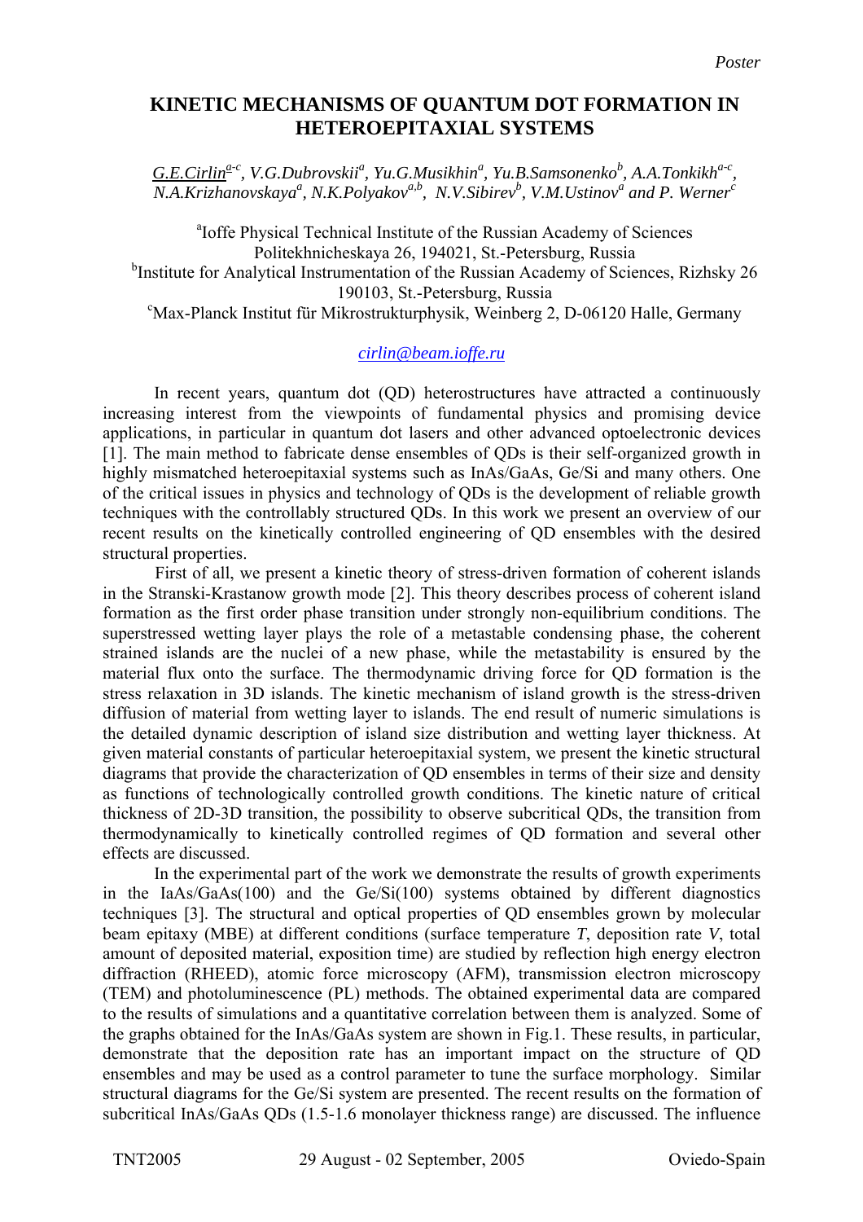Poster

# KINETIC MECHANISMS OF QUANTUM DOT FORMATION IN HETEROEPITAXIAL SYSTEMS

G.E.Cirlin[a-c], V.G.Dubrovskii[a], Yu.G.Musikhin[a], Yu.B.Samsonenko[b], A.A.Tonkikh[a-c], N.A.Krizhanovskaya[a], N.K.Polyakov[a,b], N.V.Sibirev[b], V.M.Ustinov[a] and P. Werner[c]

[a]Ioffe Physical Technical Institute of the Russian Academy of Sciences Politekhnicheskaya 26, 194021, St.-Petersburg, Russia
[b]Institute for Analytical Instrumentation of the Russian Academy of Sciences, Rizhsky 26 190103, St.-Petersburg, Russia
[c]Max-Planck Institut für Mikrostrukturphysik, Weinberg 2, D-06120 Halle, Germany

cirlin@beam.ioffe.ru

In recent years, quantum dot (QD) heterostructures have attracted a continuously increasing interest from the viewpoints of fundamental physics and promising device applications, in particular in quantum dot lasers and other advanced optoelectronic devices [1]. The main method to fabricate dense ensembles of QDs is their self-organized growth in highly mismatched heteroepitaxial systems such as InAs/GaAs, Ge/Si and many others. One of the critical issues in physics and technology of QDs is the development of reliable growth techniques with the controllably structured QDs. In this work we present an overview of our recent results on the kinetically controlled engineering of QD ensembles with the desired structural properties.

First of all, we present a kinetic theory of stress-driven formation of coherent islands in the Stranski-Krastanow growth mode [2]. This theory describes process of coherent island formation as the first order phase transition under strongly non-equilibrium conditions. The superstressed wetting layer plays the role of a metastable condensing phase, the coherent strained islands are the nuclei of a new phase, while the metastability is ensured by the material flux onto the surface. The thermodynamic driving force for QD formation is the stress relaxation in 3D islands. The kinetic mechanism of island growth is the stress-driven diffusion of material from wetting layer to islands. The end result of numeric simulations is the detailed dynamic description of island size distribution and wetting layer thickness. At given material constants of particular heteroepitaxial system, we present the kinetic structural diagrams that provide the characterization of QD ensembles in terms of their size and density as functions of technologically controlled growth conditions. The kinetic nature of critical thickness of 2D-3D transition, the possibility to observe subcritical QDs, the transition from thermodynamically to kinetically controlled regimes of QD formation and several other effects are discussed.

In the experimental part of the work we demonstrate the results of growth experiments in the IaAs/GaAs(100) and the Ge/Si(100) systems obtained by different diagnostics techniques [3]. The structural and optical properties of QD ensembles grown by molecular beam epitaxy (MBE) at different conditions (surface temperature *T*, deposition rate *V*, total amount of deposited material, exposition time) are studied by reflection high energy electron diffraction (RHEED), atomic force microscopy (AFM), transmission electron microscopy (TEM) and photoluminescence (PL) methods. The obtained experimental data are compared to the results of simulations and a quantitative correlation between them is analyzed. Some of the graphs obtained for the InAs/GaAs system are shown in Fig.1. These results, in particular, demonstrate that the deposition rate has an important impact on the structure of QD ensembles and may be used as a control parameter to tune the surface morphology. Similar structural diagrams for the Ge/Si system are presented. The recent results on the formation of subcritical InAs/GaAs QDs (1.5-1.6 monolayer thickness range) are discussed. The influence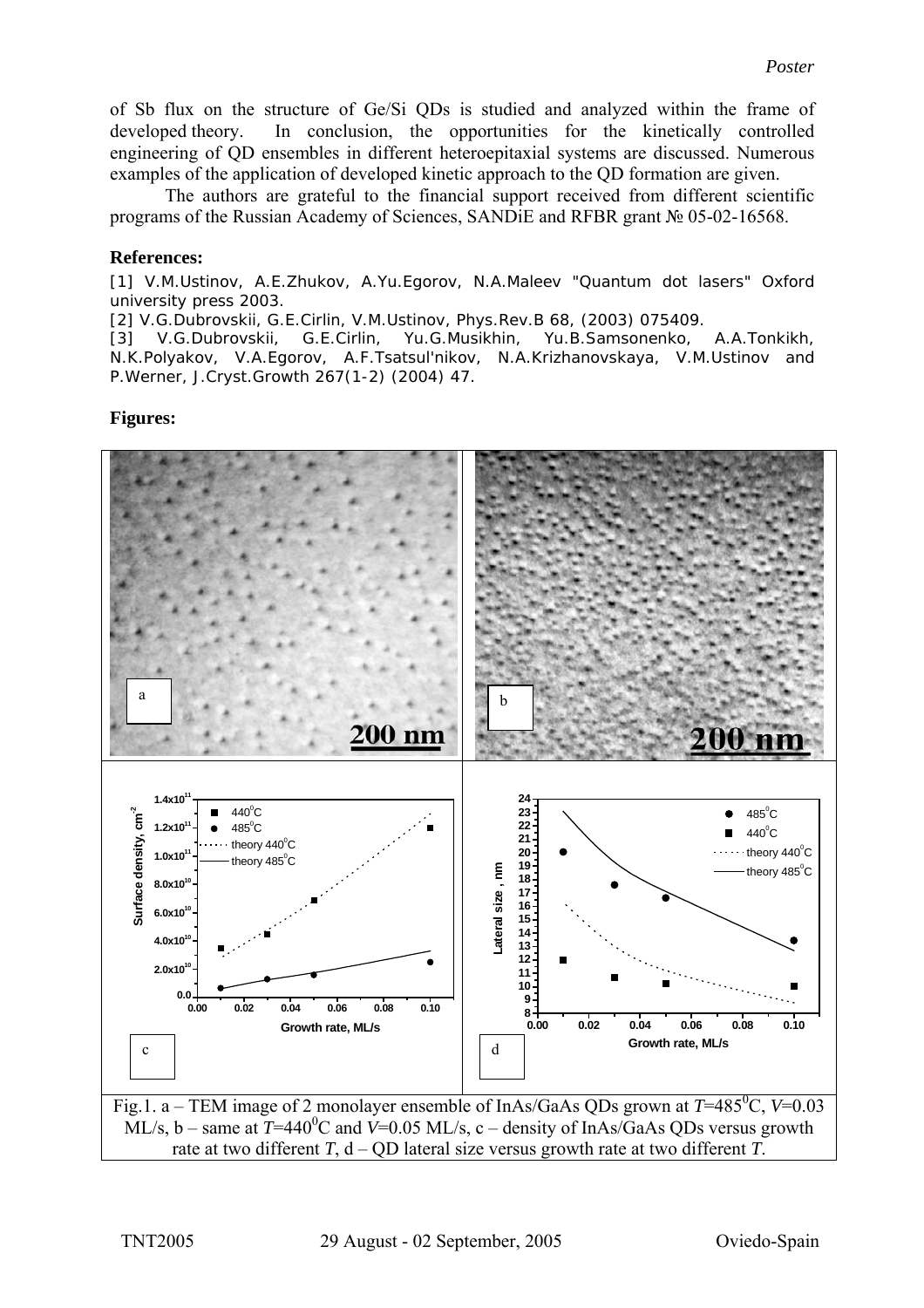of Sb flux on the structure of Ge/Si QDs is studied and analyzed within the frame of developed theory. In conclusion, the opportunities for the kinetically controlled engineering of QD ensembles in different heteroepitaxial systems are discussed. Numerous examples of the application of developed kinetic approach to the QD formation are given.

The authors are grateful to the financial support received from different scientific programs of the Russian Academy of Sciences, SANDiE and RFBR grant № 05-02-16568.

**References:**

[1] V.M.Ustinov, A.E.Zhukov, A.Yu.Egorov, N.A.Maleev "Quantum dot lasers" Oxford university press 2003.

[2] V.G.Dubrovskii, G.E.Cirlin, V.M.Ustinov, Phys.Rev.B 68, (2003) 075409.

[3] V.G.Dubrovskii, G.E.Cirlin, Yu.G.Musikhin, Yu.B.Samsonenko, A.A.Tonkikh, N.K.Polyakov, V.A.Egorov, A.F.Tsatsul'nikov, N.A.Krizhanovskaya, V.M.Ustinov and P.Werner, J.Cryst.Growth 267(1-2) (2004) 47.

**Figures:**

a

200 nm

b

200 nm

c

Surface density, $cm^{-2}$

$1.4x10^{11}$
$1.2x10^{11}$
$1.0x10^{11}$
$8.0x10^{10}$
$6.0x10^{10}$
$4.0x10^{10}$
$2.0x10^{10}$
0.0

0.00 0.02 0.04 0.06 0.08 0.10

Growth rate, ML/s

$440^0$C
$485^0$C
theory $440^0$C
theory $485^0$C

d

Lateral size , nm

24 23 22 21 20 19 18 17 16 15 14 13 12 11 10 9 8

0.00 0.02 0.04 0.06 0.08 0.10

Growth rate, ML/s

$485^0$C
$440^0$C
theory $440^0$C
theory $485^0$C

Fig.1. a – TEM image of 2 monolayer ensemble of InAs/GaAs QDs grown at $T$=485$^0$C, $V$=0.03 ML/s, b – same at $T$=440$^0$C and $V$=0.05 ML/s, c – density of InAs/GaAs QDs versus growth rate at two different $T$, d – QD lateral size versus growth rate at two different $T$.